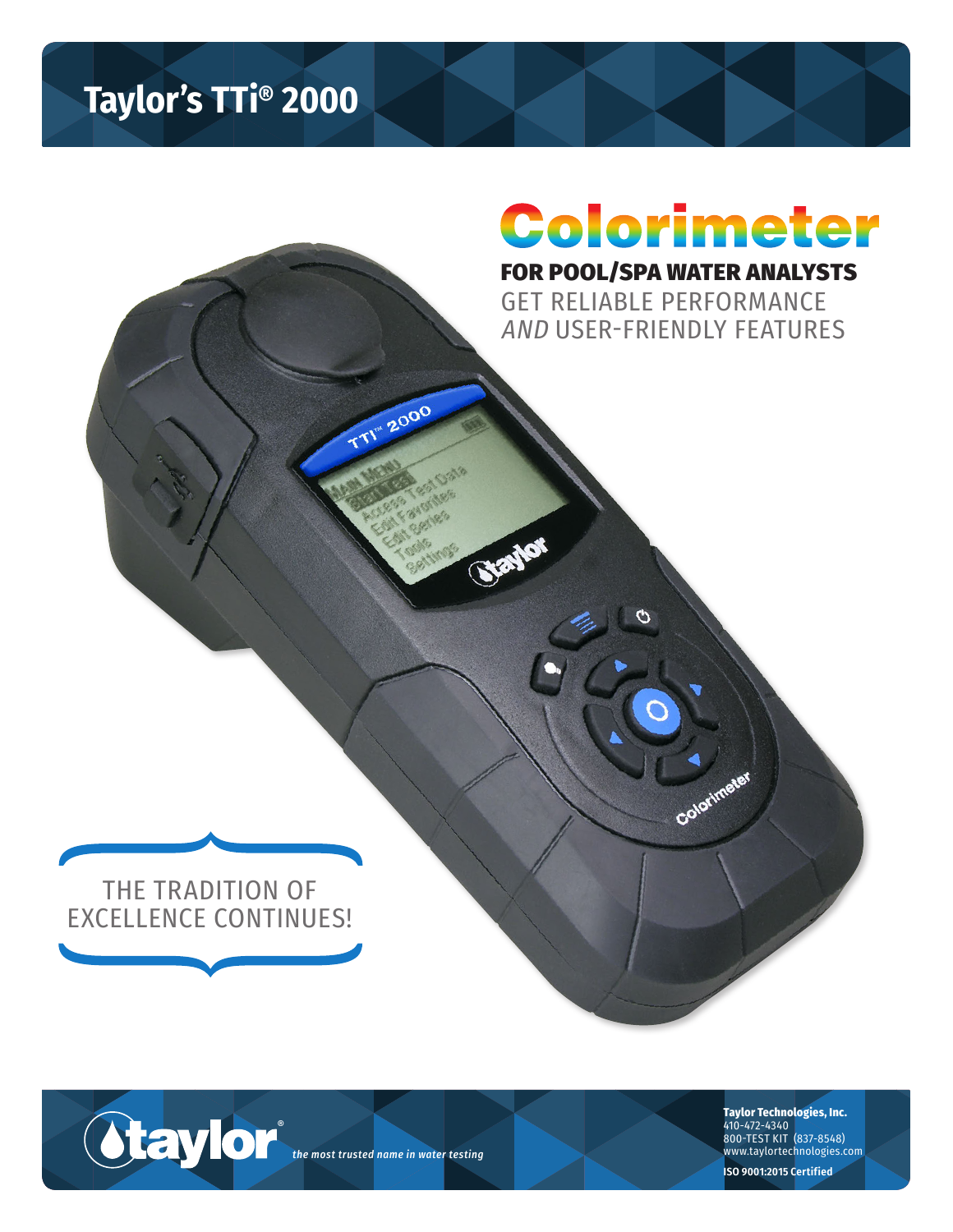# Taylor's TTi® 2000

## Colorimeter

**FOR POOL/SPA WATER ANALYSTS**

GET RELIABLE PERFORMANCE *AND* USER-FRIENDLY FEATURES

THE TRADITION OF EXCELLENCE CONTINUES!

taylor® *the most trusted name in water testing*

**Taylor Technologies, Inc.**
410-472-4340
800-TEST KIT (837-8548)
www.taylortechnologies.com

**ISO 9001:2015 Certified**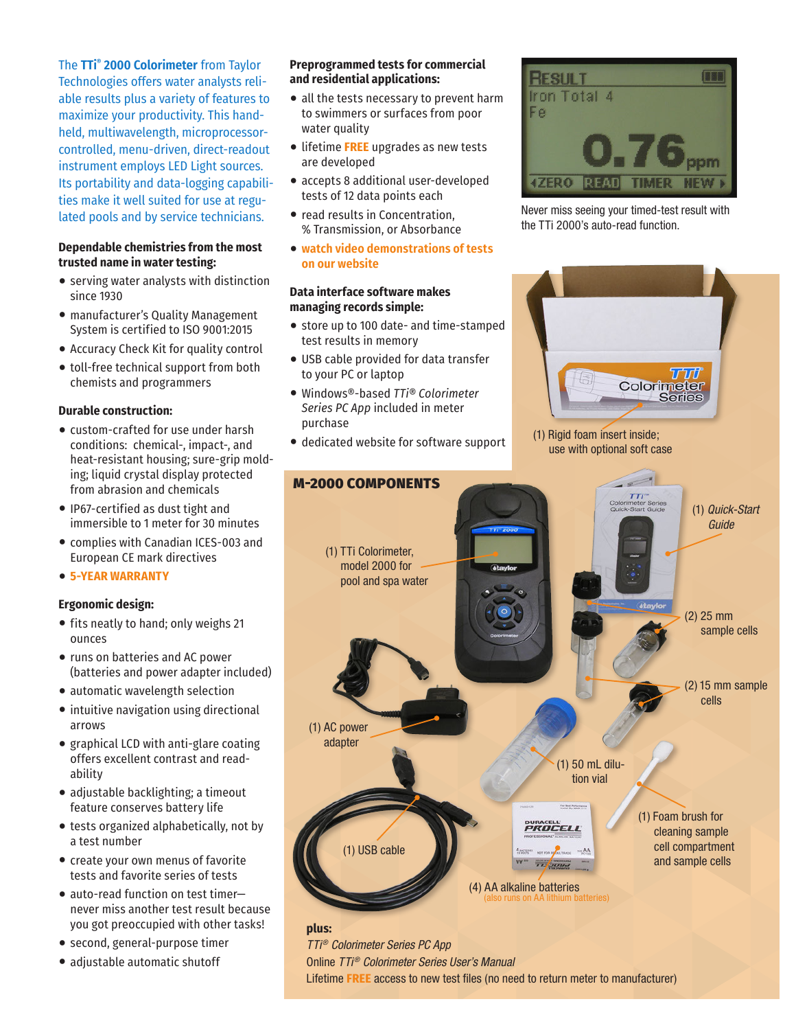The **TTi® 2000 Colorimeter** from Taylor Technologies offers water analysts reliable results plus a variety of features to maximize your productivity. This handheld, multiwavelength, microprocessor-controlled, menu-driven, direct-readout instrument employs LED Light sources. Its portability and data-logging capabilities make it well suited for use at regulated pools and by service technicians.

### Dependable chemistries from the most trusted name in water testing:

- serving water analysts with distinction since 1930
- manufacturer's Quality Management System is certified to ISO 9001:2015
- Accuracy Check Kit for quality control
- toll-free technical support from both chemists and programmers

### Durable construction:

- custom-crafted for use under harsh conditions: chemical-, impact-, and heat-resistant housing; sure-grip molding; liquid crystal display protected from abrasion and chemicals
- IP67-certified as dust tight and immersible to 1 meter for 30 minutes
- complies with Canadian ICES-003 and European CE mark directives
- **5-YEAR WARRANTY**

### Ergonomic design:

- fits neatly to hand; only weighs 21 ounces
- runs on batteries and AC power (batteries and power adapter included)
- automatic wavelength selection
- intuitive navigation using directional arrows
- graphical LCD with anti-glare coating offers excellent contrast and readability
- adjustable backlighting; a timeout feature conserves battery life
- tests organized alphabetically, not by a test number
- create your own menus of favorite tests and favorite series of tests
- auto-read function on test timer—never miss another test result because you got preoccupied with other tasks!
- second, general-purpose timer
- adjustable automatic shutoff

### Preprogrammed tests for commercial and residential applications:

- all the tests necessary to prevent harm to swimmers or surfaces from poor water quality
- lifetime **FREE** upgrades as new tests are developed
- accepts 8 additional user-developed tests of 12 data points each
- read results in Concentration, % Transmission, or Absorbance
- **watch video demonstrations of tests on our website**

### Data interface software makes managing records simple:

- store up to 100 date- and time-stamped test results in memory
- USB cable provided for data transfer to your PC or laptop
- Windows®-based *TTi® Colorimeter Series PC App* included in meter purchase
- dedicated website for software support

RESULT
Iron Total 4
Fe
0.76 ppm
ZERO READ TIMER NEW

Never miss seeing your timed-test result with the TTi 2000's auto-read function.

(1) Rigid foam insert inside; use with optional soft case

## M-2000 COMPONENTS

- (1) TTi Colorimeter, model 2000 for pool and spa water
- (1) *Quick-Start Guide*
- (2) 25 mm sample cells
- (2) 15 mm sample cells
- (1) AC power adapter
- (1) 50 mL dilution vial
- (1) USB cable
- (1) Foam brush for cleaning sample cell compartment and sample cells
- (4) AA alkaline batteries (also runs on AA lithium batteries)

**plus:**
*TTi® Colorimeter Series PC App*
Online *TTi® Colorimeter Series User's Manual*
Lifetime **FREE** access to new test files (no need to return meter to manufacturer)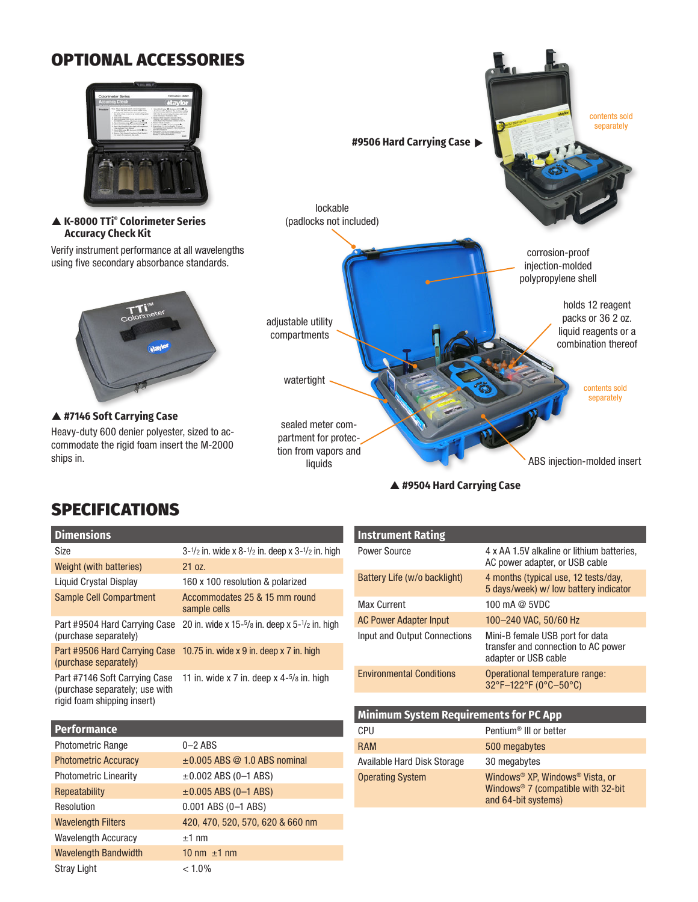## OPTIONAL ACCESSORIES

▲ **K-8000 TTi® Colorimeter Series Accuracy Check Kit**

Verify instrument performance at all wavelengths using five secondary absorbance standards.

▲ **#7146 Soft Carrying Case**

Heavy-duty 600 denier polyester, sized to accommodate the rigid foam insert the M-2000 ships in.

**#9506 Hard Carrying Case** ▶

contents sold separately

lockable (padlocks not included)

corrosion-proof injection-molded polypropylene shell

holds 12 reagent packs or 36 2 oz. liquid reagents or a combination thereof

adjustable utility compartments

watertight

contents sold separately

sealed meter compartment for protection from vapors and liquids

ABS injection-molded insert

▲ **#9504 Hard Carrying Case**

## SPECIFICATIONS

| Dimensions | |
|---|---|
| Size | 3-1/2 in. wide x 8-1/2 in. deep x 3-1/2 in. high |
| Weight (with batteries) | 21 oz. |
| Liquid Crystal Display | 160 x 100 resolution & polarized |
| Sample Cell Compartment | Accommodates 25 & 15 mm round sample cells |
| Part #9504 Hard Carrying Case (purchase separately) | 20 in. wide x 15-5/8 in. deep x 5-1/2 in. high |
| Part #9506 Hard Carrying Case (purchase separately) | 10.75 in. wide x 9 in. deep x 7 in. high |
| Part #7146 Soft Carrying Case (purchase separately; use with rigid foam shipping insert) | 11 in. wide x 7 in. deep x 4-5/8 in. high |

| Performance | |
|---|---|
| Photometric Range | 0–2 ABS |
| Photometric Accuracy | ±0.005 ABS @ 1.0 ABS nominal |
| Photometric Linearity | ±0.002 ABS (0–1 ABS) |
| Repeatability | ±0.005 ABS (0–1 ABS) |
| Resolution | 0.001 ABS (0–1 ABS) |
| Wavelength Filters | 420, 470, 520, 570, 620 & 660 nm |
| Wavelength Accuracy | ±1 nm |
| Wavelength Bandwidth | 10 nm ±1 nm |
| Stray Light | < 1.0% |

| Instrument Rating | |
|---|---|
| Power Source | 4 x AA 1.5V alkaline or lithium batteries, AC power adapter, or USB cable |
| Battery Life (w/o backlight) | 4 months (typical use, 12 tests/day, 5 days/week) w/ low battery indicator |
| Max Current | 100 mA @ 5VDC |
| AC Power Adapter Input | 100–240 VAC, 50/60 Hz |
| Input and Output Connections | Mini-B female USB port for data transfer and connection to AC power adapter or USB cable |
| Environmental Conditions | Operational temperature range: 32°F–122°F (0°C–50°C) |

| Minimum System Requirements for PC App | |
|---|---|
| CPU | Pentium® III or better |
| RAM | 500 megabytes |
| Available Hard Disk Storage | 30 megabytes |
| Operating System | Windows® XP, Windows® Vista, or Windows® 7 (compatible with 32-bit and 64-bit systems) |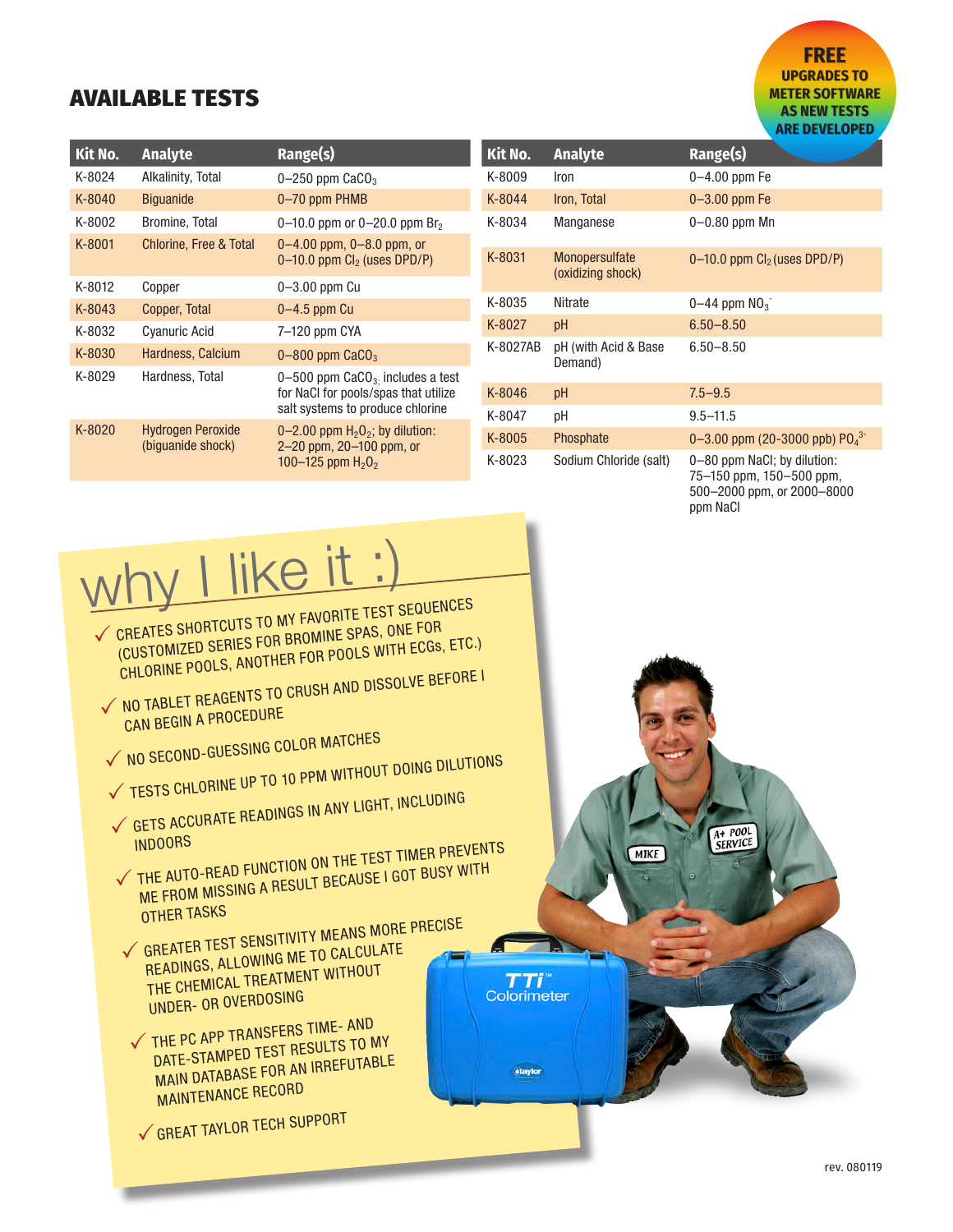## AVAILABLE TESTS

**FREE UPGRADES TO METER SOFTWARE AS NEW TESTS ARE DEVELOPED**

| Kit No. | Analyte | Range(s) |
|---|---|---|
| K-8024 | Alkalinity, Total | 0–250 ppm $CaCO_3$ |
| K-8040 | Biguanide | 0–70 ppm PHMB |
| K-8002 | Bromine, Total | 0–10.0 ppm or 0–20.0 ppm $Br_2$ |
| K-8001 | Chlorine, Free & Total | 0–4.00 ppm, 0–8.0 ppm, or 0–10.0 ppm $Cl_2$ (uses DPD/P) |
| K-8012 | Copper | 0–3.00 ppm Cu |
| K-8043 | Copper, Total | 0–4.5 ppm Cu |
| K-8032 | Cyanuric Acid | 7–120 ppm CYA |
| K-8030 | Hardness, Calcium | 0–800 ppm $CaCO_3$ |
| K-8029 | Hardness, Total | 0–500 ppm $CaCO_3$; includes a test for NaCl for pools/spas that utilize salt systems to produce chlorine |
| K-8020 | Hydrogen Peroxide (biguanide shock) | 0–2.00 ppm $H_2O_2$; by dilution: 2–20 ppm, 20–100 ppm, or 100–125 ppm $H_2O_2$ |
| K-8009 | Iron | 0–4.00 ppm Fe |
| K-8044 | Iron, Total | 0–3.00 ppm Fe |
| K-8034 | Manganese | 0–0.80 ppm Mn |
| K-8031 | Monopersulfate (oxidizing shock) | 0–10.0 ppm $Cl_2$ (uses DPD/P) |
| K-8035 | Nitrate | 0–44 ppm $NO_3^-$ |
| K-8027 | pH | 6.50–8.50 |
| K-8027AB | pH (with Acid & Base Demand) | 6.50–8.50 |
| K-8046 | pH | 7.5–9.5 |
| K-8047 | pH | 9.5–11.5 |
| K-8005 | Phosphate | 0–3.00 ppm (20-3000 ppb) $PO_4^{3-}$ |
| K-8023 | Sodium Chloride (salt) | 0–80 ppm NaCl; by dilution: 75–150 ppm, 150–500 ppm, 500–2000 ppm, or 2000–8000 ppm NaCl |

## why I like it :)

- ✓ CREATES SHORTCUTS TO MY FAVORITE TEST SEQUENCES (CUSTOMIZED SERIES FOR BROMINE SPAS, ONE FOR CHLORINE POOLS, ANOTHER FOR POOLS WITH ECGS, ETC.)
- ✓ NO TABLET REAGENTS TO CRUSH AND DISSOLVE BEFORE I CAN BEGIN A PROCEDURE
- ✓ NO SECOND-GUESSING COLOR MATCHES
- ✓ TESTS CHLORINE UP TO 10 PPM WITHOUT DOING DILUTIONS
- ✓ GETS ACCURATE READINGS IN ANY LIGHT, INCLUDING INDOORS
- ✓ THE AUTO-READ FUNCTION ON THE TEST TIMER PREVENTS ME FROM MISSING A RESULT BECAUSE I GOT BUSY WITH OTHER TASKS
- ✓ GREATER TEST SENSITIVITY MEANS MORE PRECISE READINGS, ALLOWING ME TO CALCULATE THE CHEMICAL TREATMENT WITHOUT UNDER- OR OVERDOSING
- ✓ THE PC APP TRANSFERS TIME- AND DATE-STAMPED TEST RESULTS TO MY MAIN DATABASE FOR AN IRREFUTABLE MAINTENANCE RECORD
- ✓ GREAT TAYLOR TECH SUPPORT

rev. 080119